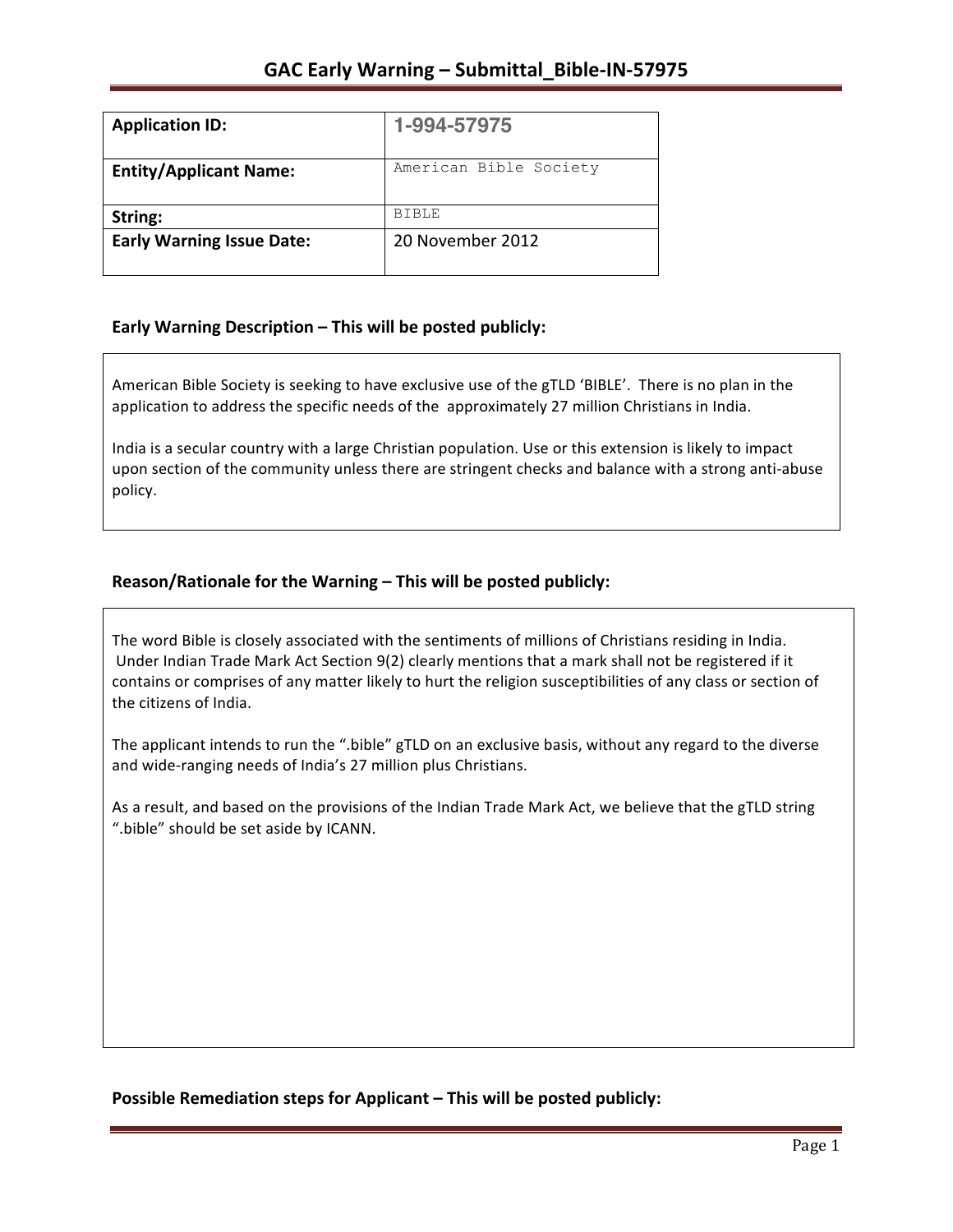# GAC Early Warning – Submittal_Bible-IN-57975

| Application ID: | 1-994-57975 |
| --- | --- |
| Entity/Applicant Name: | American Bible Society |
| String: | BIBLE |
| Early Warning Issue Date: | 20 November 2012 |

## Early Warning Description – This will be posted publicly:

American Bible Society is seeking to have exclusive use of the gTLD 'BIBLE'. There is no plan in the application to address the specific needs of the approximately 27 million Christians in India.

India is a secular country with a large Christian population. Use or this extension is likely to impact upon section of the community unless there are stringent checks and balance with a strong anti-abuse policy.

## Reason/Rationale for the Warning – This will be posted publicly:

The word Bible is closely associated with the sentiments of millions of Christians residing in India. Under Indian Trade Mark Act Section 9(2) clearly mentions that a mark shall not be registered if it contains or comprises of any matter likely to hurt the religion susceptibilities of any class or section of the citizens of India.

The applicant intends to run the ".bible" gTLD on an exclusive basis, without any regard to the diverse and wide-ranging needs of India's 27 million plus Christians.

As a result, and based on the provisions of the Indian Trade Mark Act, we believe that the gTLD string ".bible" should be set aside by ICANN.

## Possible Remediation steps for Applicant – This will be posted publicly: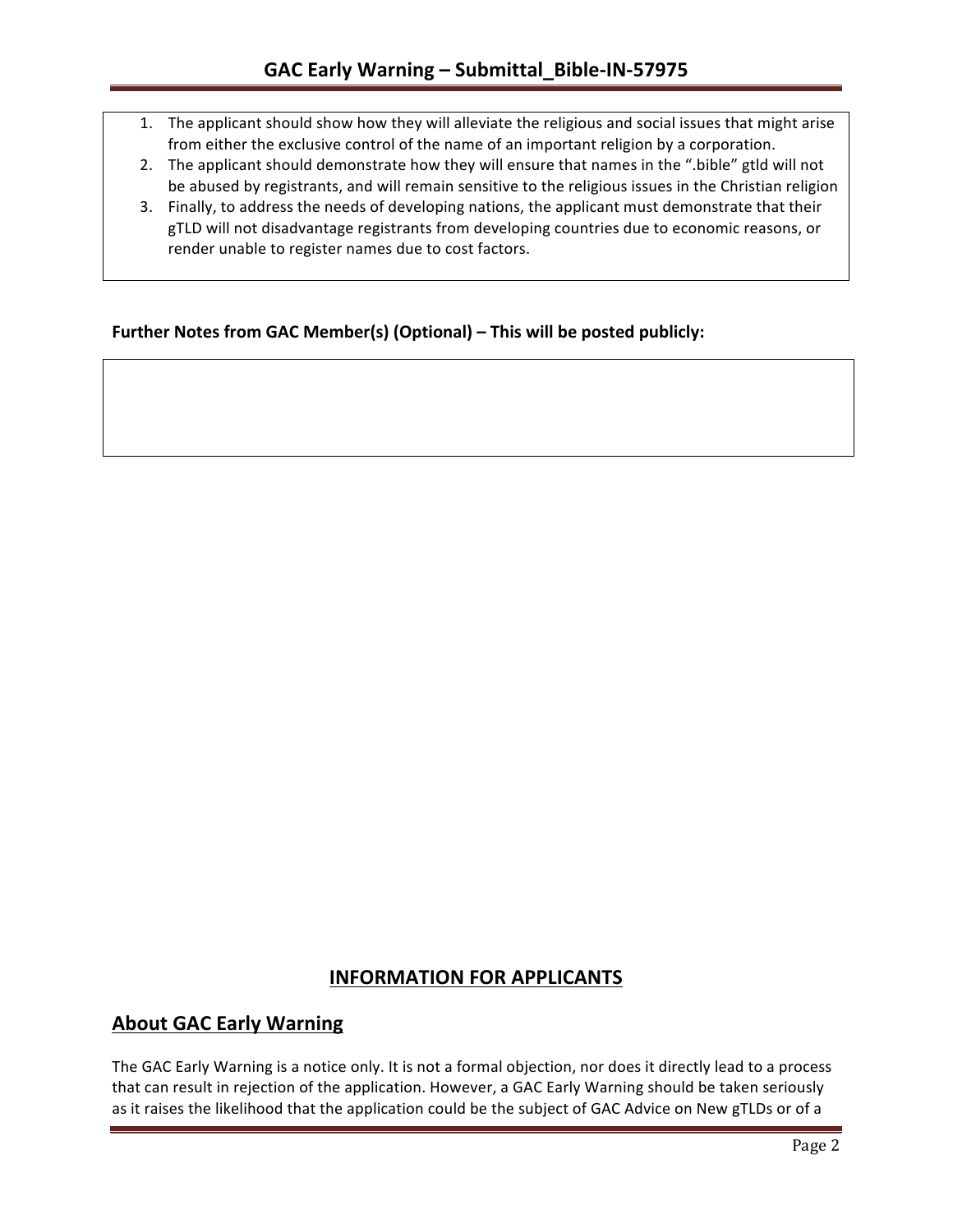1. The applicant should show how they will alleviate the religious and social issues that might arise from either the exclusive control of the name of an important religion by a corporation.
2. The applicant should demonstrate how they will ensure that names in the ".bible" gtld will not be abused by registrants, and will remain sensitive to the religious issues in the Christian religion
3. Finally, to address the needs of developing nations, the applicant must demonstrate that their gTLD will not disadvantage registrants from developing countries due to economic reasons, or render unable to register names due to cost factors.

**Further Notes from GAC Member(s) (Optional) – This will be posted publicly:**

## INFORMATION FOR APPLICANTS

## About GAC Early Warning

The GAC Early Warning is a notice only. It is not a formal objection, nor does it directly lead to a process that can result in rejection of the application. However, a GAC Early Warning should be taken seriously as it raises the likelihood that the application could be the subject of GAC Advice on New gTLDs or of a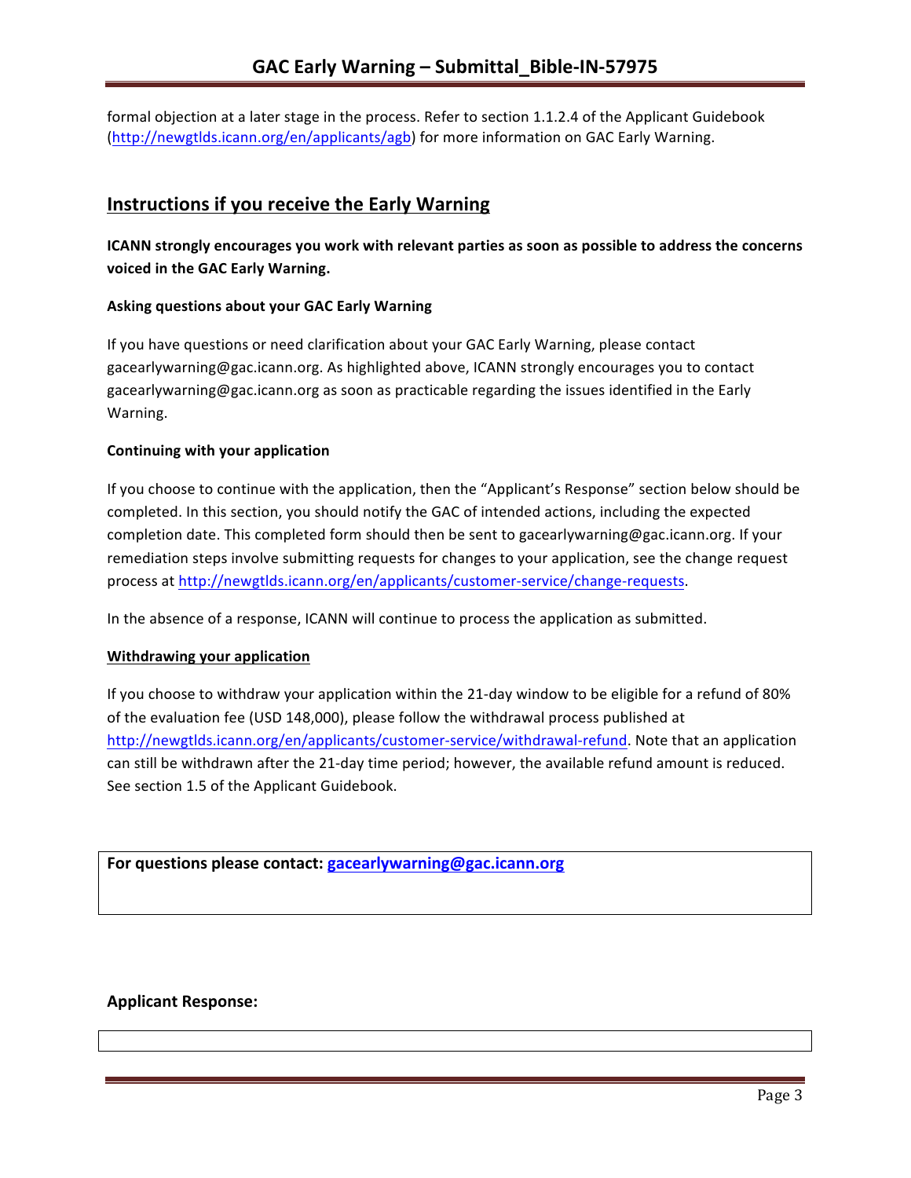formal objection at a later stage in the process. Refer to section 1.1.2.4 of the Applicant Guidebook (http://newgtlds.icann.org/en/applicants/agb) for more information on GAC Early Warning.

## Instructions if you receive the Early Warning

**ICANN strongly encourages you work with relevant parties as soon as possible to address the concerns voiced in the GAC Early Warning.**

### Asking questions about your GAC Early Warning

If you have questions or need clarification about your GAC Early Warning, please contact gacearlywarning@gac.icann.org. As highlighted above, ICANN strongly encourages you to contact gacearlywarning@gac.icann.org as soon as practicable regarding the issues identified in the Early Warning.

### Continuing with your application

If you choose to continue with the application, then the "Applicant's Response" section below should be completed. In this section, you should notify the GAC of intended actions, including the expected completion date. This completed form should then be sent to gacearlywarning@gac.icann.org. If your remediation steps involve submitting requests for changes to your application, see the change request process at http://newgtlds.icann.org/en/applicants/customer-service/change-requests.

In the absence of a response, ICANN will continue to process the application as submitted.

### Withdrawing your application

If you choose to withdraw your application within the 21-day window to be eligible for a refund of 80% of the evaluation fee (USD 148,000), please follow the withdrawal process published at http://newgtlds.icann.org/en/applicants/customer-service/withdrawal-refund. Note that an application can still be withdrawn after the 21-day time period; however, the available refund amount is reduced. See section 1.5 of the Applicant Guidebook.

**For questions please contact: gacearlywarning@gac.icann.org**

**Applicant Response:**